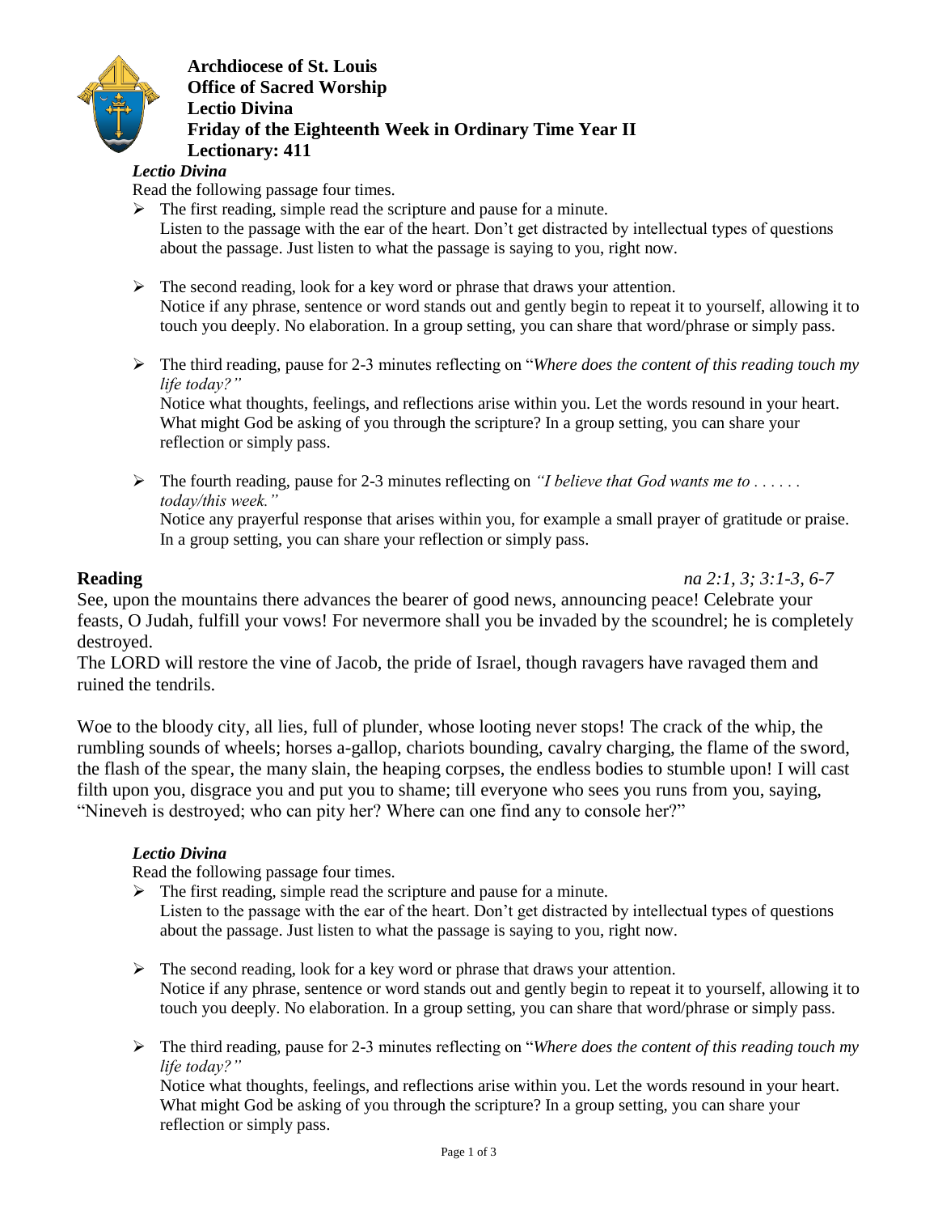**Archdiocese of St. Louis**
**Office of Sacred Worship**
**Lectio Divina**
**Friday of the Eighteenth Week in Ordinary Time Year II**
**Lectionary: 411**

***Lectio Divina***

Read the following passage four times.

- The first reading, simple read the scripture and pause for a minute.
  Listen to the passage with the ear of the heart. Don't get distracted by intellectual types of questions about the passage. Just listen to what the passage is saying to you, right now.
- The second reading, look for a key word or phrase that draws your attention.
  Notice if any phrase, sentence or word stands out and gently begin to repeat it to yourself, allowing it to touch you deeply. No elaboration. In a group setting, you can share that word/phrase or simply pass.
- The third reading, pause for 2-3 minutes reflecting on "*Where does the content of this reading touch my life today?"*
  Notice what thoughts, feelings, and reflections arise within you. Let the words resound in your heart. What might God be asking of you through the scripture? In a group setting, you can share your reflection or simply pass.
- The fourth reading, pause for 2-3 minutes reflecting on *"I believe that God wants me to . . . . . . today/this week."*
  Notice any prayerful response that arises within you, for example a small prayer of gratitude or praise. In a group setting, you can share your reflection or simply pass.

**Reading** *na 2:1, 3; 3:1-3, 6-7*

See, upon the mountains there advances the bearer of good news, announcing peace! Celebrate your feasts, O Judah, fulfill your vows! For nevermore shall you be invaded by the scoundrel; he is completely destroyed.
The LORD will restore the vine of Jacob, the pride of Israel, though ravagers have ravaged them and ruined the tendrils.

Woe to the bloody city, all lies, full of plunder, whose looting never stops! The crack of the whip, the rumbling sounds of wheels; horses a-gallop, chariots bounding, cavalry charging, the flame of the sword, the flash of the spear, the many slain, the heaping corpses, the endless bodies to stumble upon! I will cast filth upon you, disgrace you and put you to shame; till everyone who sees you runs from you, saying, "Nineveh is destroyed; who can pity her? Where can one find any to console her?"

***Lectio Divina***

Read the following passage four times.

- The first reading, simple read the scripture and pause for a minute.
  Listen to the passage with the ear of the heart. Don't get distracted by intellectual types of questions about the passage. Just listen to what the passage is saying to you, right now.
- The second reading, look for a key word or phrase that draws your attention.
  Notice if any phrase, sentence or word stands out and gently begin to repeat it to yourself, allowing it to touch you deeply. No elaboration. In a group setting, you can share that word/phrase or simply pass.
- The third reading, pause for 2-3 minutes reflecting on "*Where does the content of this reading touch my life today?"*
  Notice what thoughts, feelings, and reflections arise within you. Let the words resound in your heart. What might God be asking of you through the scripture? In a group setting, you can share your reflection or simply pass.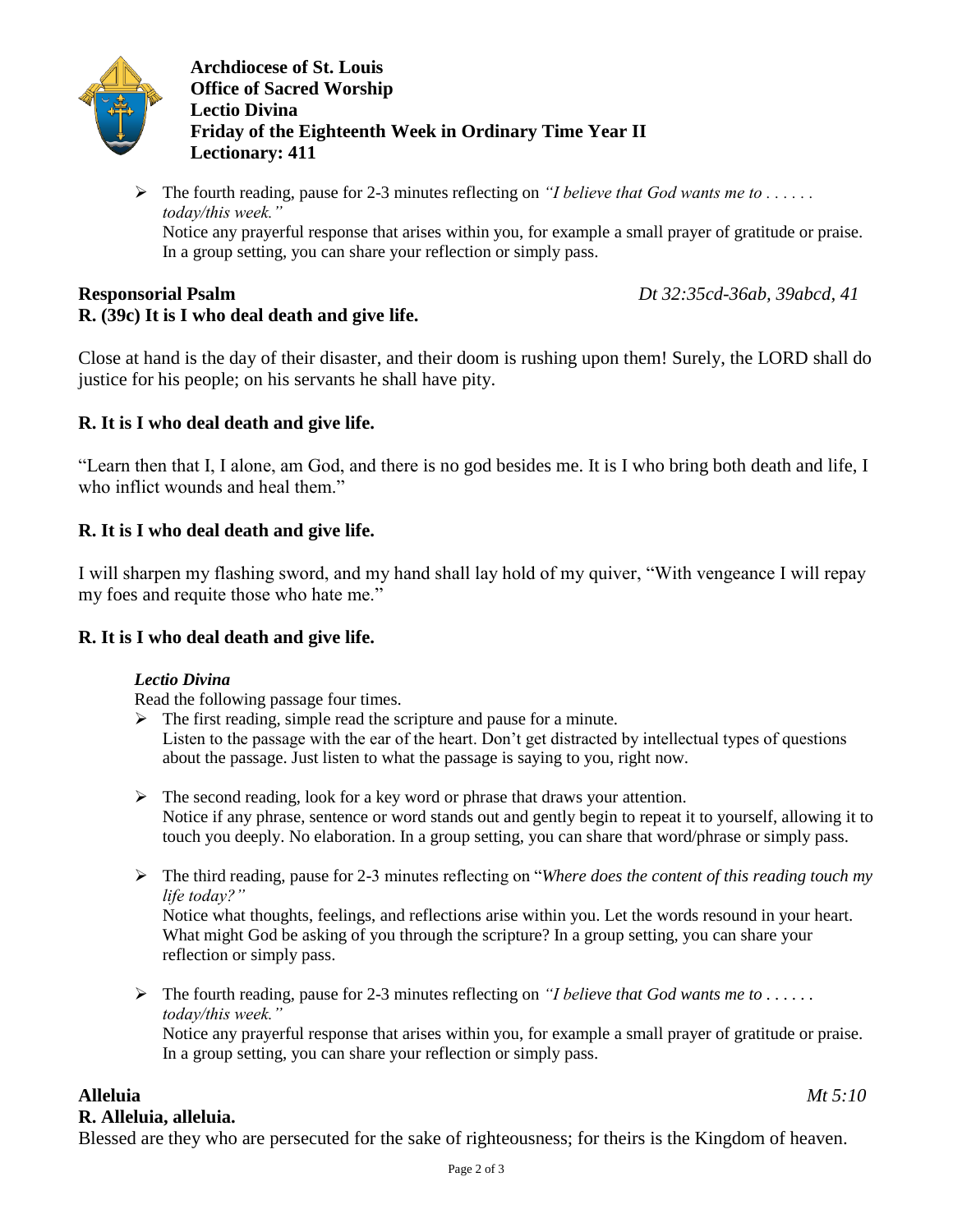**Archdiocese of St. Louis**
**Office of Sacred Worship**
**Lectio Divina**
**Friday of the Eighteenth Week in Ordinary Time Year II**
**Lectionary: 411**

- The fourth reading, pause for 2-3 minutes reflecting on *"I believe that God wants me to . . . . . . today/this week."*
  Notice any prayerful response that arises within you, for example a small prayer of gratitude or praise. In a group setting, you can share your reflection or simply pass.

**Responsorial Psalm** *Dt 32:35cd-36ab, 39abcd, 41*
**R. (39c) It is I who deal death and give life.**

Close at hand is the day of their disaster, and their doom is rushing upon them! Surely, the LORD shall do justice for his people; on his servants he shall have pity.

**R. It is I who deal death and give life.**

"Learn then that I, I alone, am God, and there is no god besides me. It is I who bring both death and life, I who inflict wounds and heal them."

**R. It is I who deal death and give life.**

I will sharpen my flashing sword, and my hand shall lay hold of my quiver, "With vengeance I will repay my foes and requite those who hate me."

**R. It is I who deal death and give life.**

***Lectio Divina***
Read the following passage four times.

- The first reading, simple read the scripture and pause for a minute.
  Listen to the passage with the ear of the heart. Don't get distracted by intellectual types of questions about the passage. Just listen to what the passage is saying to you, right now.
- The second reading, look for a key word or phrase that draws your attention.
  Notice if any phrase, sentence or word stands out and gently begin to repeat it to yourself, allowing it to touch you deeply. No elaboration. In a group setting, you can share that word/phrase or simply pass.
- The third reading, pause for 2-3 minutes reflecting on "*Where does the content of this reading touch my life today?"*
  Notice what thoughts, feelings, and reflections arise within you. Let the words resound in your heart. What might God be asking of you through the scripture? In a group setting, you can share your reflection or simply pass.
- The fourth reading, pause for 2-3 minutes reflecting on *"I believe that God wants me to . . . . . . today/this week."*
  Notice any prayerful response that arises within you, for example a small prayer of gratitude or praise. In a group setting, you can share your reflection or simply pass.

**Alleluia** *Mt 5:10*
**R. Alleluia, alleluia.**
Blessed are they who are persecuted for the sake of righteousness; for theirs is the Kingdom of heaven.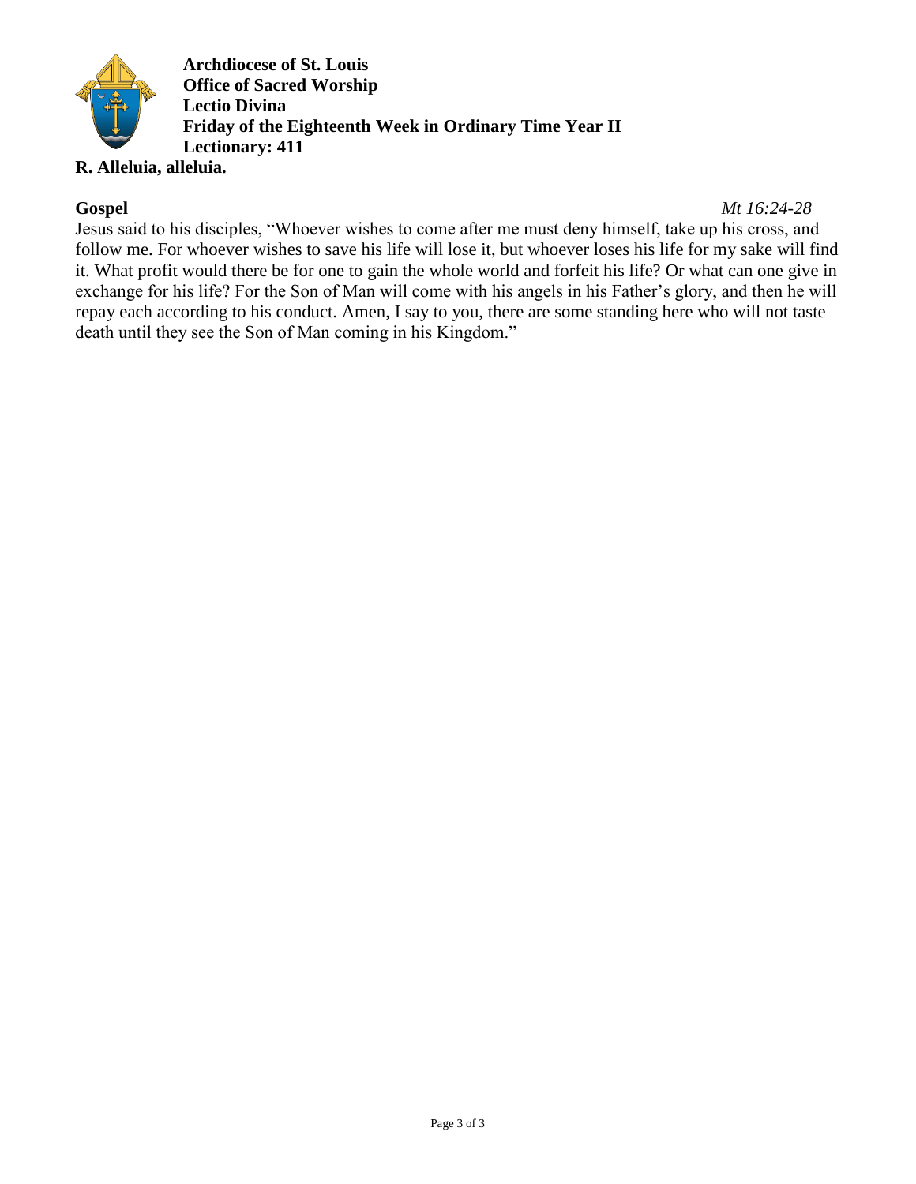**Archdiocese of St. Louis**
**Office of Sacred Worship**
**Lectio Divina**
**Friday of the Eighteenth Week in Ordinary Time Year II**
**Lectionary: 411**

**R. Alleluia, alleluia.**

**Gospel** *Mt 16:24-28*

Jesus said to his disciples, "Whoever wishes to come after me must deny himself, take up his cross, and follow me. For whoever wishes to save his life will lose it, but whoever loses his life for my sake will find it. What profit would there be for one to gain the whole world and forfeit his life? Or what can one give in exchange for his life? For the Son of Man will come with his angels in his Father's glory, and then he will repay each according to his conduct. Amen, I say to you, there are some standing here who will not taste death until they see the Son of Man coming in his Kingdom."